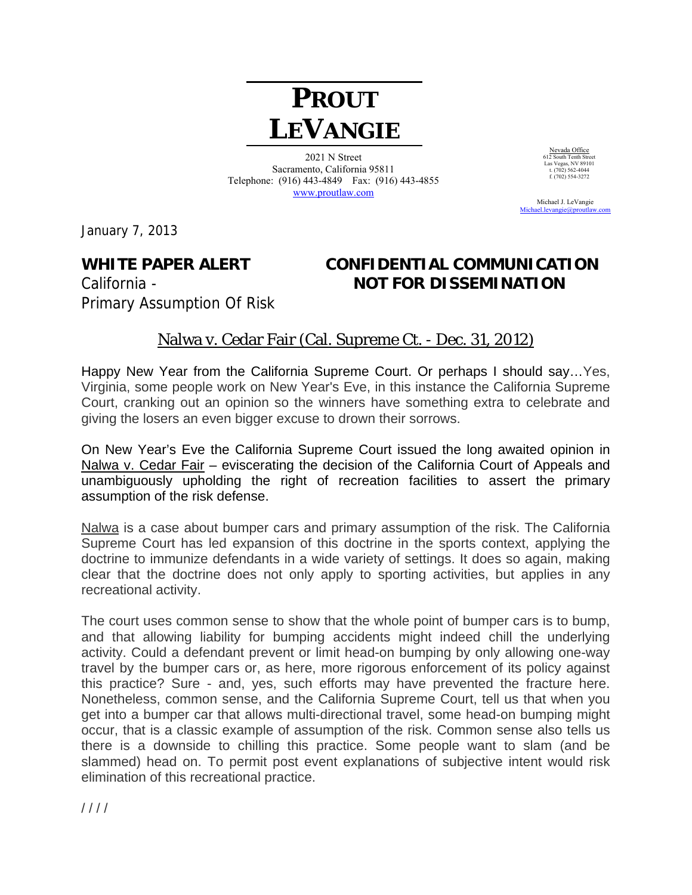# PROUT LEVANGIE

2021 N Street
Sacramento, California 95811
Telephone: (916) 443-4849 Fax: (916) 443-4855
www.proutlaw.com

Nevada Office
612 South Tenth Street
Las Vegas, NV 89101
t. (702) 562-4044
f. (702) 554-3272

Michael J. LeVangie
Michael.levangie@proutlaw.com

January 7, 2013

**WHITE PAPER ALERT**
California -
Primary Assumption Of Risk

**CONFIDENTIAL COMMUNICATION**
**NOT FOR DISSEMINATION**

## Nalwa v. Cedar Fair (Cal. Supreme Ct. - Dec. 31, 2012)

Happy New Year from the California Supreme Court. Or perhaps I should say…Yes, Virginia, some people work on New Year's Eve, in this instance the California Supreme Court, cranking out an opinion so the winners have something extra to celebrate and giving the losers an even bigger excuse to drown their sorrows.

On New Year's Eve the California Supreme Court issued the long awaited opinion in Nalwa v. Cedar Fair – eviscerating the decision of the California Court of Appeals and unambiguously upholding the right of recreation facilities to assert the primary assumption of the risk defense.

Nalwa is a case about bumper cars and primary assumption of the risk. The California Supreme Court has led expansion of this doctrine in the sports context, applying the doctrine to immunize defendants in a wide variety of settings. It does so again, making clear that the doctrine does not only apply to sporting activities, but applies in any recreational activity.

The court uses common sense to show that the whole point of bumper cars is to bump, and that allowing liability for bumping accidents might indeed chill the underlying activity. Could a defendant prevent or limit head-on bumping by only allowing one-way travel by the bumper cars or, as here, more rigorous enforcement of its policy against this practice? Sure - and, yes, such efforts may have prevented the fracture here. Nonetheless, common sense, and the California Supreme Court, tell us that when you get into a bumper car that allows multi-directional travel, some head-on bumping might occur, that is a classic example of assumption of the risk. Common sense also tells us there is a downside to chilling this practice. Some people want to slam (and be slammed) head on. To permit post event explanations of subjective intent would risk elimination of this recreational practice.

/ / / /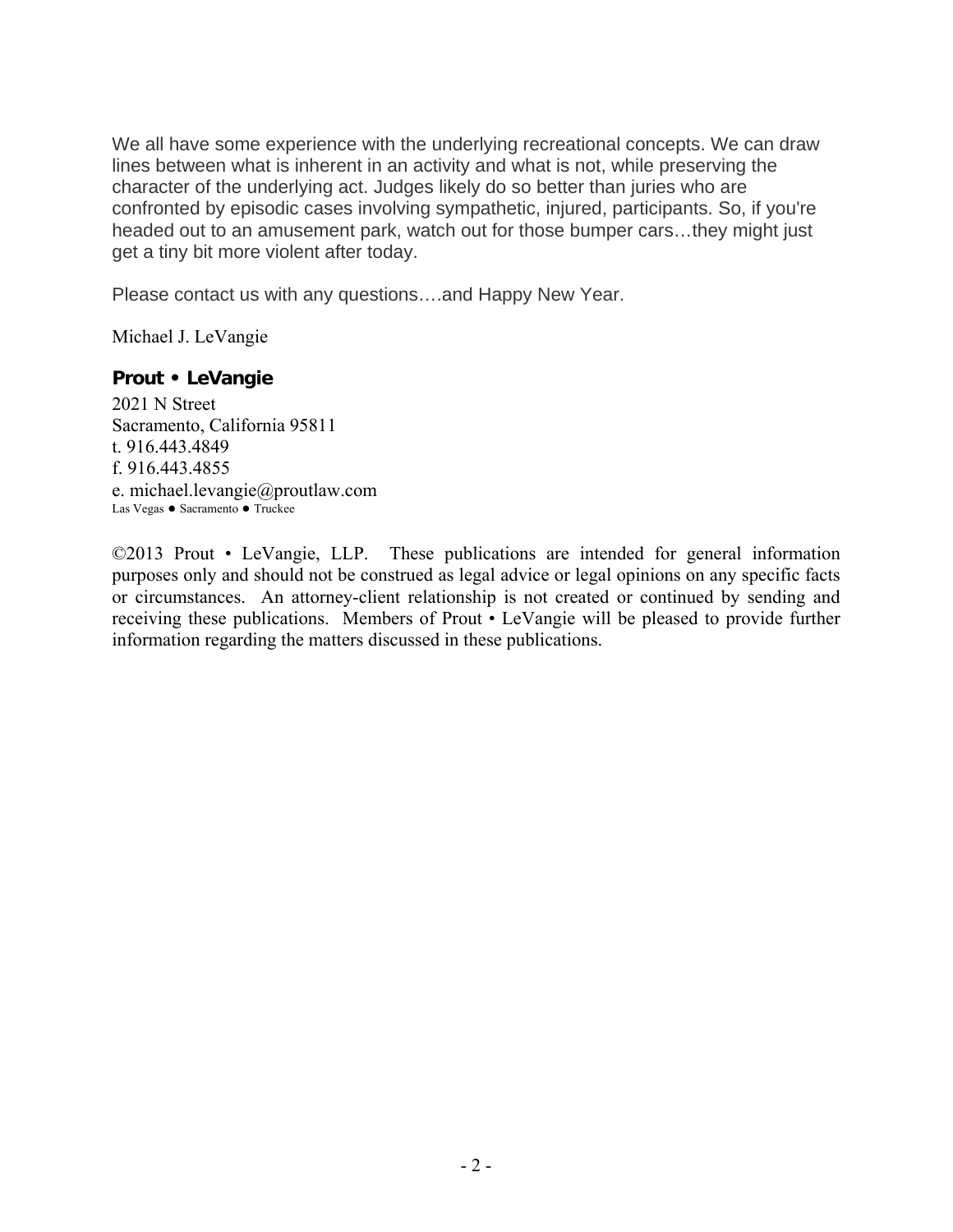We all have some experience with the underlying recreational concepts. We can draw lines between what is inherent in an activity and what is not, while preserving the character of the underlying act. Judges likely do so better than juries who are confronted by episodic cases involving sympathetic, injured, participants. So, if you're headed out to an amusement park, watch out for those bumper cars…they might just get a tiny bit more violent after today.

Please contact us with any questions….and Happy New Year.

Michael J. LeVangie

**Prout • LeVangie**

2021 N Street
Sacramento, California 95811
t. 916.443.4849
f. 916.443.4855
e. michael.levangie@proutlaw.com
Las Vegas ● Sacramento ● Truckee

©2013 Prout • LeVangie, LLP. These publications are intended for general information purposes only and should not be construed as legal advice or legal opinions on any specific facts or circumstances. An attorney-client relationship is not created or continued by sending and receiving these publications. Members of Prout • LeVangie will be pleased to provide further information regarding the matters discussed in these publications.